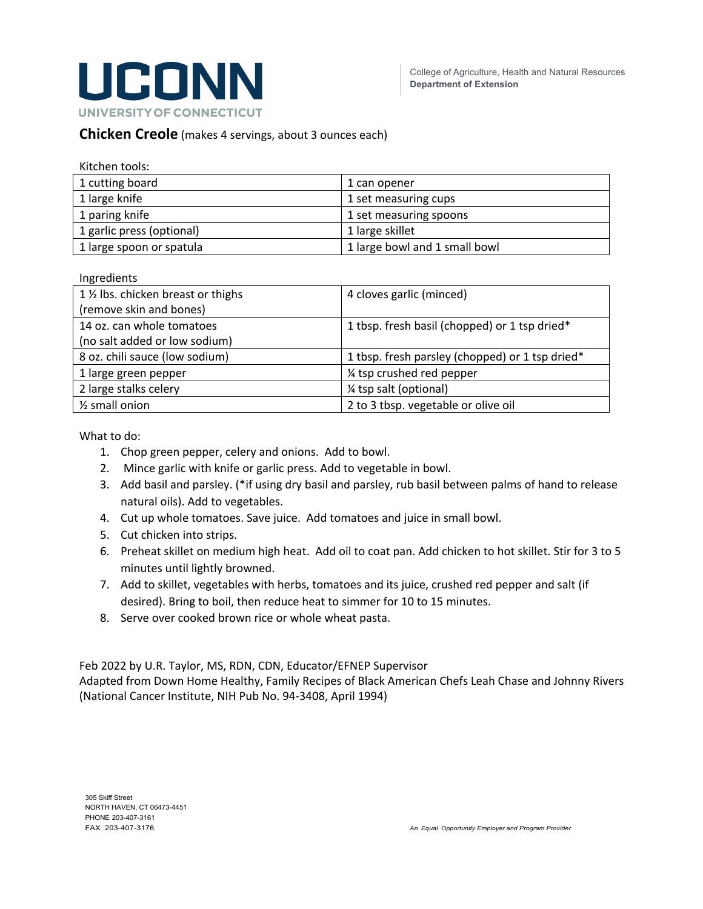UCONN
UNIVERSITY OF CONNECTICUT

College of Agriculture, Health and Natural Resources
**Department of Extension**

## **Chicken Creole** (makes 4 servings, about 3 ounces each)

Kitchen tools:

| | |
|---|---|
| 1 cutting board | 1 can opener |
| 1 large knife | 1 set measuring cups |
| 1 paring knife | 1 set measuring spoons |
| 1 garlic press (optional) | 1 large skillet |
| 1 large spoon or spatula | 1 large bowl and 1 small bowl |

Ingredients

| | |
|---|---|
| 1 ½ lbs. chicken breast or thighs (remove skin and bones) | 4 cloves garlic (minced) |
| 14 oz. can whole tomatoes (no salt added or low sodium) | 1 tbsp. fresh basil (chopped) or 1 tsp dried* |
| 8 oz. chili sauce (low sodium) | 1 tbsp. fresh parsley (chopped) or 1 tsp dried* |
| 1 large green pepper | ¼ tsp crushed red pepper |
| 2 large stalks celery | ¼ tsp salt (optional) |
| ½ small onion | 2 to 3 tbsp. vegetable or olive oil |

What to do:

1. Chop green pepper, celery and onions. Add to bowl.
2. Mince garlic with knife or garlic press. Add to vegetable in bowl.
3. Add basil and parsley. (*if using dry basil and parsley, rub basil between palms of hand to release natural oils). Add to vegetables.
4. Cut up whole tomatoes. Save juice. Add tomatoes and juice in small bowl.
5. Cut chicken into strips.
6. Preheat skillet on medium high heat. Add oil to coat pan. Add chicken to hot skillet. Stir for 3 to 5 minutes until lightly browned.
7. Add to skillet, vegetables with herbs, tomatoes and its juice, crushed red pepper and salt (if desired). Bring to boil, then reduce heat to simmer for 10 to 15 minutes.
8. Serve over cooked brown rice or whole wheat pasta.

Feb 2022 by U.R. Taylor, MS, RDN, CDN, Educator/EFNEP Supervisor
Adapted from Down Home Healthy, Family Recipes of Black American Chefs Leah Chase and Johnny Rivers (National Cancer Institute, NIH Pub No. 94-3408, April 1994)

305 Skiff Street
NORTH HAVEN, CT 06473-4451
PHONE 203-407-3161
FAX 203-407-3176

*An Equal Opportunity Employer and Program Provider*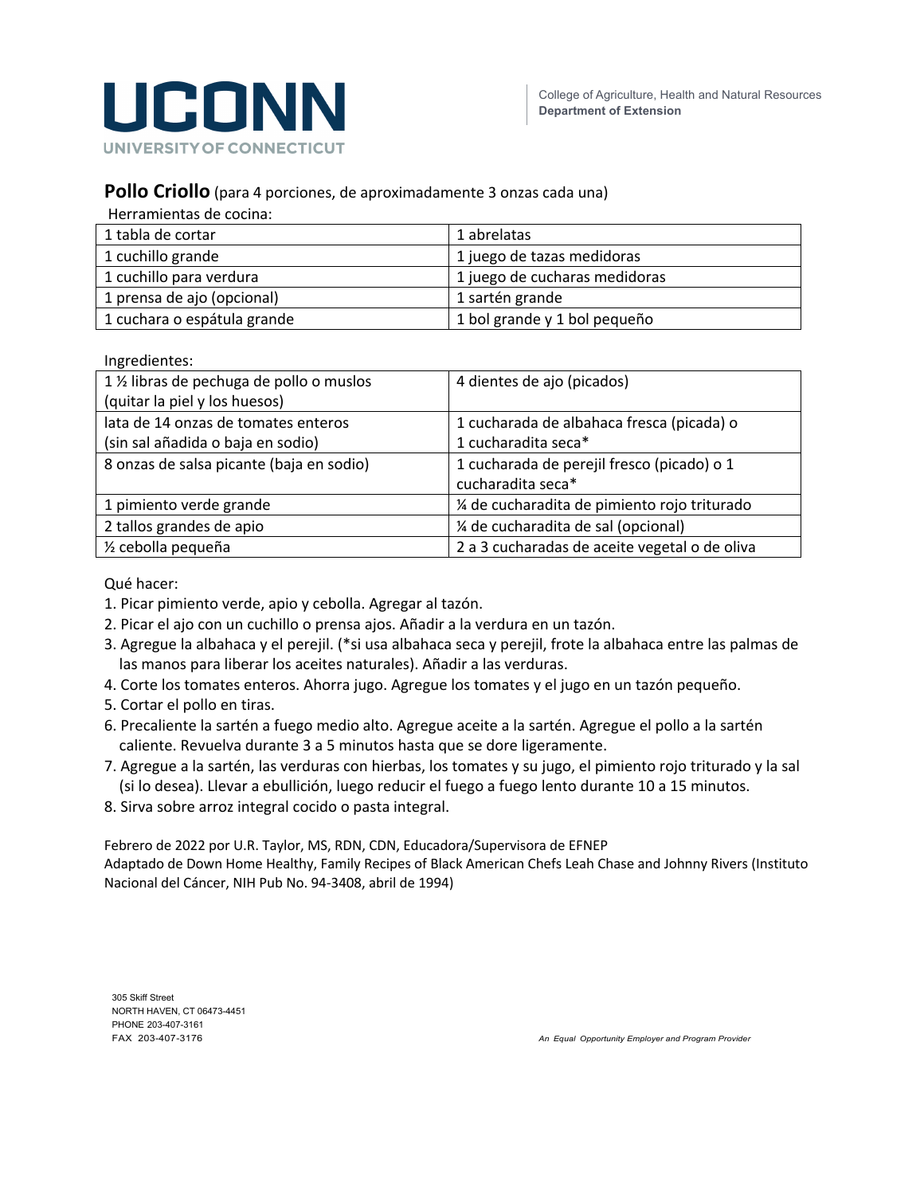UCONN

UNIVERSITY OF CONNECTICUT

College of Agriculture, Health and Natural Resources
**Department of Extension**

## **Pollo Criollo** (para 4 porciones, de aproximadamente 3 onzas cada una)

Herramientas de cocina:

| | |
|---|---|
| 1 tabla de cortar | 1 abrelatas |
| 1 cuchillo grande | 1 juego de tazas medidoras |
| 1 cuchillo para verdura | 1 juego de cucharas medidoras |
| 1 prensa de ajo (opcional) | 1 sartén grande |
| 1 cuchara o espátula grande | 1 bol grande y 1 bol pequeño |

Ingredientes:

| | |
|---|---|
| 1 ½ libras de pechuga de pollo o muslos (quitar la piel y los huesos) | 4 dientes de ajo (picados) |
| lata de 14 onzas de tomates enteros (sin sal añadida o baja en sodio) | 1 cucharada de albahaca fresca (picada) o 1 cucharadita seca* |
| 8 onzas de salsa picante (baja en sodio) | 1 cucharada de perejil fresco (picado) o 1 cucharadita seca* |
| 1 pimiento verde grande | ¼ de cucharadita de pimiento rojo triturado |
| 2 tallos grandes de apio | ¼ de cucharadita de sal (opcional) |
| ½ cebolla pequeña | 2 a 3 cucharadas de aceite vegetal o de oliva |

Qué hacer:

1. Picar pimiento verde, apio y cebolla. Agregar al tazón.
2. Picar el ajo con un cuchillo o prensa ajos. Añadir a la verdura en un tazón.
3. Agregue la albahaca y el perejil. (*si usa albahaca seca y perejil, frote la albahaca entre las palmas de las manos para liberar los aceites naturales). Añadir a las verduras.
4. Corte los tomates enteros. Ahorra jugo. Agregue los tomates y el jugo en un tazón pequeño.
5. Cortar el pollo en tiras.
6. Precaliente la sartén a fuego medio alto. Agregue aceite a la sartén. Agregue el pollo a la sartén caliente. Revuelva durante 3 a 5 minutos hasta que se dore ligeramente.
7. Agregue a la sartén, las verduras con hierbas, los tomates y su jugo, el pimiento rojo triturado y la sal (si lo desea). Llevar a ebullición, luego reducir el fuego a fuego lento durante 10 a 15 minutos.
8. Sirva sobre arroz integral cocido o pasta integral.

Febrero de 2022 por U.R. Taylor, MS, RDN, CDN, Educadora/Supervisora de EFNEP
Adaptado de Down Home Healthy, Family Recipes of Black American Chefs Leah Chase and Johnny Rivers (Instituto Nacional del Cáncer, NIH Pub No. 94-3408, abril de 1994)

305 Skiff Street
NORTH HAVEN, CT 06473-4451
PHONE 203-407-3161
FAX 203-407-3176

*An Equal Opportunity Employer and Program Provider*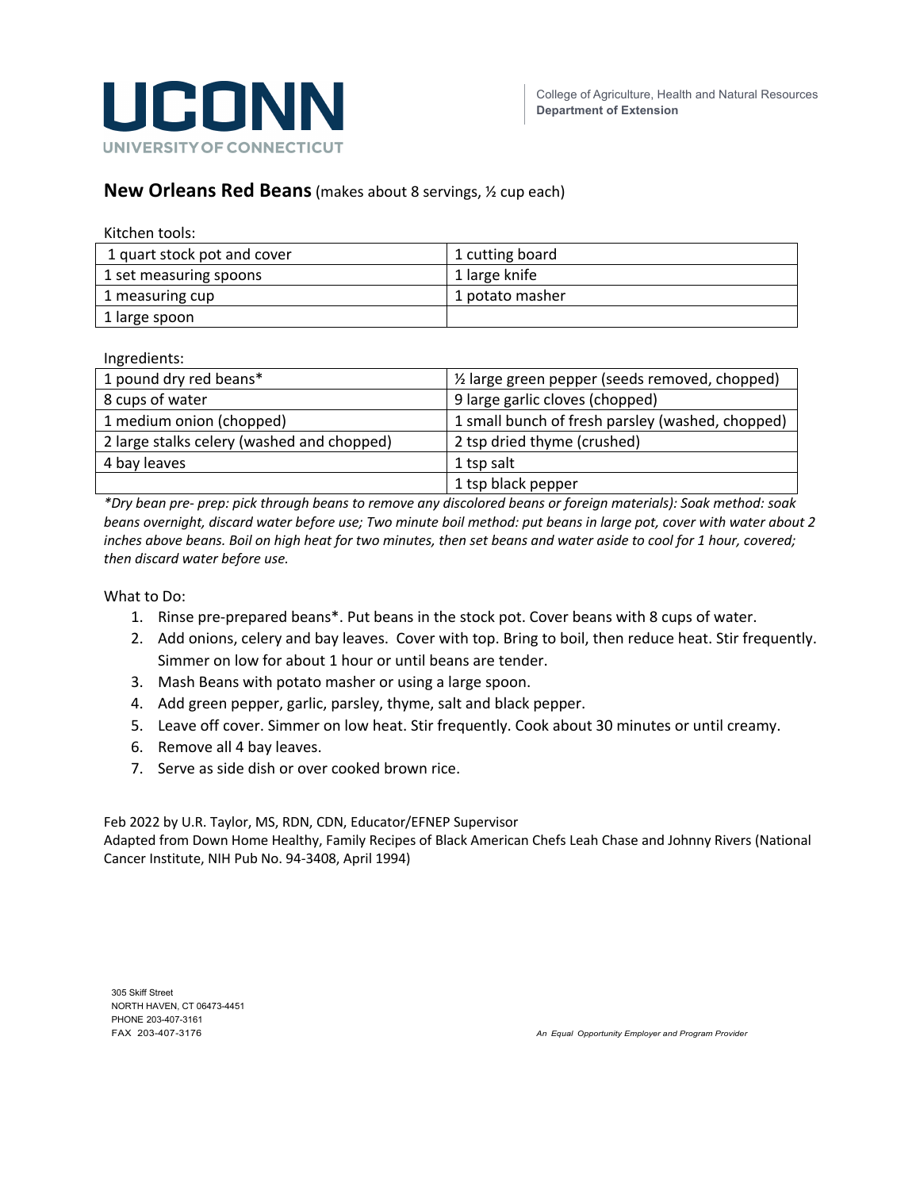# UCONN

UNIVERSITY OF CONNECTICUT

College of Agriculture, Health and Natural Resources
**Department of Extension**

## **New Orleans Red Beans** (makes about 8 servings, ½ cup each)

Kitchen tools:

| | |
|---|---|
| 1 quart stock pot and cover | 1 cutting board |
| 1 set measuring spoons | 1 large knife |
| 1 measuring cup | 1 potato masher |
| 1 large spoon | |

Ingredients:

| | |
|---|---|
| 1 pound dry red beans* | ½ large green pepper (seeds removed, chopped) |
| 8 cups of water | 9 large garlic cloves (chopped) |
| 1 medium onion (chopped) | 1 small bunch of fresh parsley (washed, chopped) |
| 2 large stalks celery (washed and chopped) | 2 tsp dried thyme (crushed) |
| 4 bay leaves | 1 tsp salt |
| | 1 tsp black pepper |

*\*Dry bean pre- prep: pick through beans to remove any discolored beans or foreign materials): Soak method: soak beans overnight, discard water before use; Two minute boil method: put beans in large pot, cover with water about 2 inches above beans. Boil on high heat for two minutes, then set beans and water aside to cool for 1 hour, covered; then discard water before use.*

What to Do:

1. Rinse pre-prepared beans*. Put beans in the stock pot. Cover beans with 8 cups of water.
2. Add onions, celery and bay leaves. Cover with top. Bring to boil, then reduce heat. Stir frequently. Simmer on low for about 1 hour or until beans are tender.
3. Mash Beans with potato masher or using a large spoon.
4. Add green pepper, garlic, parsley, thyme, salt and black pepper.
5. Leave off cover. Simmer on low heat. Stir frequently. Cook about 30 minutes or until creamy.
6. Remove all 4 bay leaves.
7. Serve as side dish or over cooked brown rice.

Feb 2022 by U.R. Taylor, MS, RDN, CDN, Educator/EFNEP Supervisor
Adapted from Down Home Healthy, Family Recipes of Black American Chefs Leah Chase and Johnny Rivers (National Cancer Institute, NIH Pub No. 94-3408, April 1994)

305 Skiff Street
NORTH HAVEN, CT 06473-4451
PHONE 203-407-3161
FAX 203-407-3176

*An Equal Opportunity Employer and Program Provider*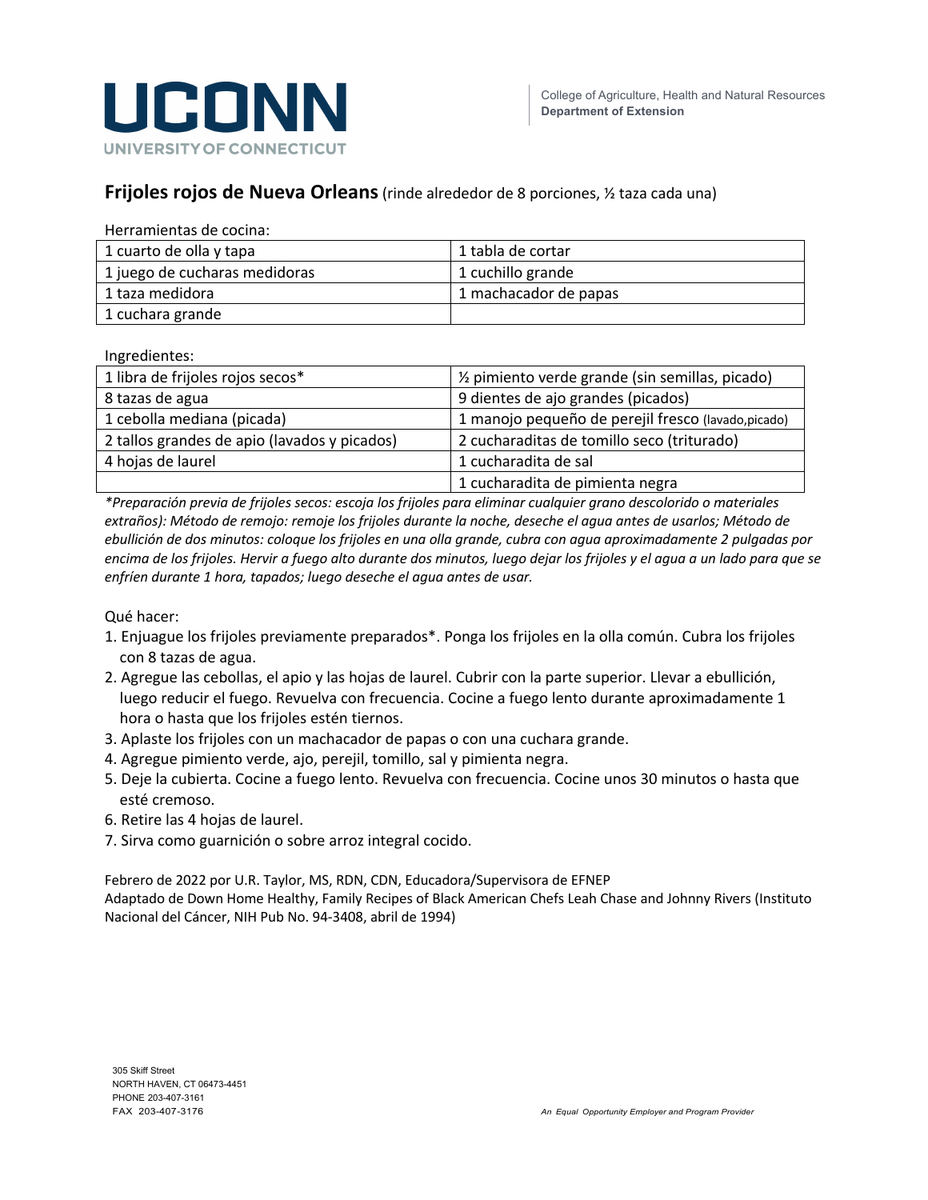UCONN
UNIVERSITY OF CONNECTICUT

College of Agriculture, Health and Natural Resources
**Department of Extension**

## **Frijoles rojos de Nueva Orleans** (rinde alrededor de 8 porciones, ½ taza cada una)

Herramientas de cocina:

| | |
|---|---|
| 1 cuarto de olla y tapa | 1 tabla de cortar |
| 1 juego de cucharas medidoras | 1 cuchillo grande |
| 1 taza medidora | 1 machacador de papas |
| 1 cuchara grande | |

Ingredientes:

| | |
|---|---|
| 1 libra de frijoles rojos secos* | ½ pimiento verde grande (sin semillas, picado) |
| 8 tazas de agua | 9 dientes de ajo grandes (picados) |
| 1 cebolla mediana (picada) | 1 manojo pequeño de perejil fresco (lavado,picado) |
| 2 tallos grandes de apio (lavados y picados) | 2 cucharaditas de tomillo seco (triturado) |
| 4 hojas de laurel | 1 cucharadita de sal |
| | 1 cucharadita de pimienta negra |

*\*Preparación previa de frijoles secos: escoja los frijoles para eliminar cualquier grano descolorido o materiales extraños): Método de remojo: remoje los frijoles durante la noche, deseche el agua antes de usarlos; Método de ebullición de dos minutos: coloque los frijoles en una olla grande, cubra con agua aproximadamente 2 pulgadas por encima de los frijoles. Hervir a fuego alto durante dos minutos, luego dejar los frijoles y el agua a un lado para que se enfríen durante 1 hora, tapados; luego deseche el agua antes de usar.*

Qué hacer:

1. Enjuague los frijoles previamente preparados*. Ponga los frijoles en la olla común. Cubra los frijoles con 8 tazas de agua.
2. Agregue las cebollas, el apio y las hojas de laurel. Cubrir con la parte superior. Llevar a ebullición, luego reducir el fuego. Revuelva con frecuencia. Cocine a fuego lento durante aproximadamente 1 hora o hasta que los frijoles estén tiernos.
3. Aplaste los frijoles con un machacador de papas o con una cuchara grande.
4. Agregue pimiento verde, ajo, perejil, tomillo, sal y pimienta negra.
5. Deje la cubierta. Cocine a fuego lento. Revuelva con frecuencia. Cocine unos 30 minutos o hasta que esté cremoso.
6. Retire las 4 hojas de laurel.
7. Sirva como guarnición o sobre arroz integral cocido.

Febrero de 2022 por U.R. Taylor, MS, RDN, CDN, Educadora/Supervisora de EFNEP
Adaptado de Down Home Healthy, Family Recipes of Black American Chefs Leah Chase and Johnny Rivers (Instituto Nacional del Cáncer, NIH Pub No. 94-3408, abril de 1994)

305 Skiff Street
NORTH HAVEN, CT 06473-4451
PHONE 203-407-3161
FAX 203-407-3176

*An Equal Opportunity Employer and Program Provider*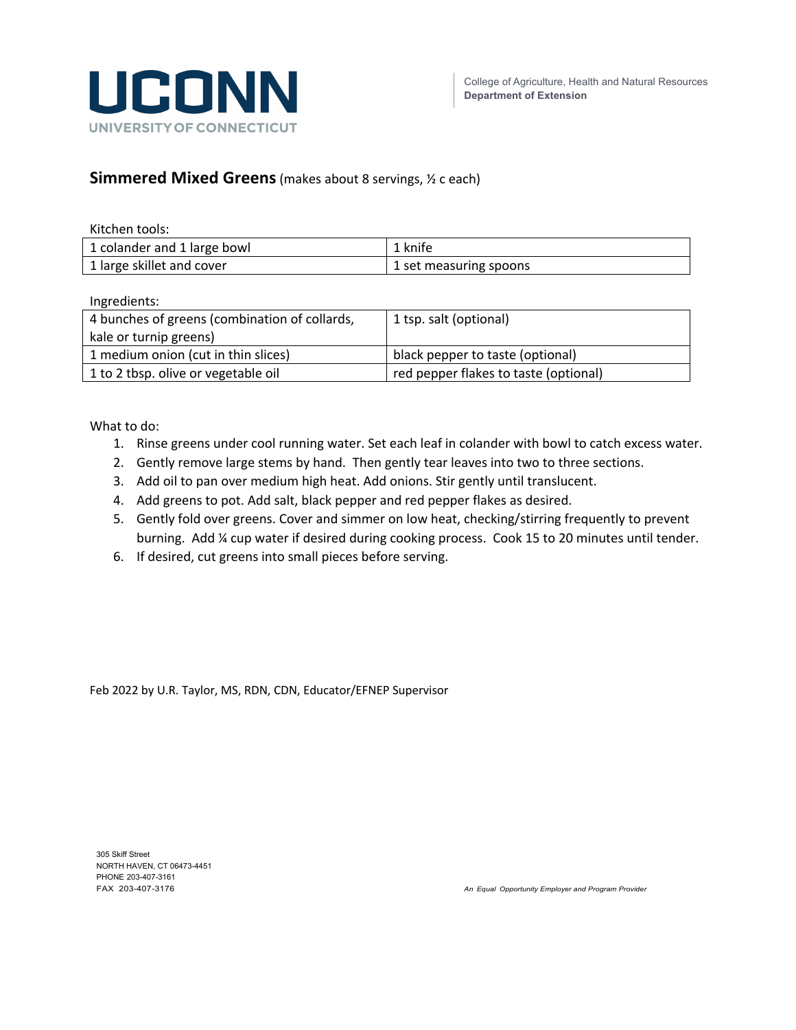UCONN
UNIVERSITY OF CONNECTICUT

College of Agriculture, Health and Natural Resources
**Department of Extension**

## Simmered Mixed Greens (makes about 8 servings, ½ c each)

Kitchen tools:

| | |
|---|---|
| 1 colander and 1 large bowl | 1 knife |
| 1 large skillet and cover | 1 set measuring spoons |

Ingredients:

| | |
|---|---|
| 4 bunches of greens (combination of collards, kale or turnip greens) | 1 tsp. salt (optional) |
| 1 medium onion (cut in thin slices) | black pepper to taste (optional) |
| 1 to 2 tbsp. olive or vegetable oil | red pepper flakes to taste (optional) |

What to do:

1. Rinse greens under cool running water. Set each leaf in colander with bowl to catch excess water.
2. Gently remove large stems by hand. Then gently tear leaves into two to three sections.
3. Add oil to pan over medium high heat. Add onions. Stir gently until translucent.
4. Add greens to pot. Add salt, black pepper and red pepper flakes as desired.
5. Gently fold over greens. Cover and simmer on low heat, checking/stirring frequently to prevent burning. Add ¼ cup water if desired during cooking process. Cook 15 to 20 minutes until tender.
6. If desired, cut greens into small pieces before serving.

Feb 2022 by U.R. Taylor, MS, RDN, CDN, Educator/EFNEP Supervisor

305 Skiff Street
NORTH HAVEN, CT 06473-4451
PHONE 203-407-3161
FAX 203-407-3176

*An Equal Opportunity Employer and Program Provider*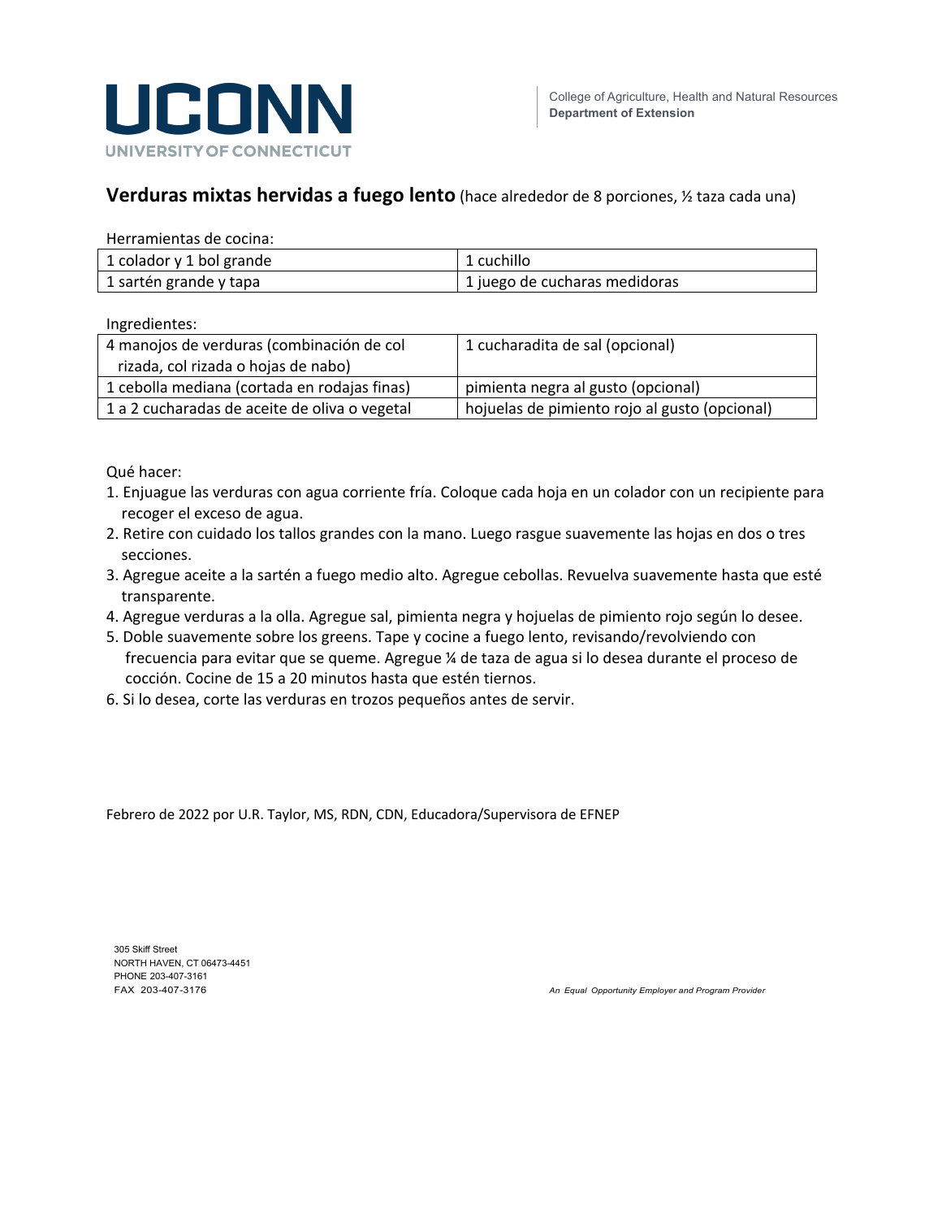UCONN
UNIVERSITY OF CONNECTICUT

College of Agriculture, Health and Natural Resources
**Department of Extension**

## **Verduras mixtas hervidas a fuego lento** (hace alrededor de 8 porciones, ½ taza cada una)

Herramientas de cocina:

| | |
|---|---|
| 1 colador y 1 bol grande | 1 cuchillo |
| 1 sartén grande y tapa | 1 juego de cucharas medidoras |

Ingredientes:

| | |
|---|---|
| 4 manojos de verduras (combinación de col rizada, col rizada o hojas de nabo) | 1 cucharadita de sal (opcional) |
| 1 cebolla mediana (cortada en rodajas finas) | pimienta negra al gusto (opcional) |
| 1 a 2 cucharadas de aceite de oliva o vegetal | hojuelas de pimiento rojo al gusto (opcional) |

Qué hacer:

1. Enjuague las verduras con agua corriente fría. Coloque cada hoja en un colador con un recipiente para recoger el exceso de agua.
2. Retire con cuidado los tallos grandes con la mano. Luego rasgue suavemente las hojas en dos o tres secciones.
3. Agregue aceite a la sartén a fuego medio alto. Agregue cebollas. Revuelva suavemente hasta que esté transparente.
4. Agregue verduras a la olla. Agregue sal, pimienta negra y hojuelas de pimiento rojo según lo desee.
5. Doble suavemente sobre los greens. Tape y cocine a fuego lento, revisando/revolviendo con frecuencia para evitar que se queme. Agregue ¼ de taza de agua si lo desea durante el proceso de cocción. Cocine de 15 a 20 minutos hasta que estén tiernos.
6. Si lo desea, corte las verduras en trozos pequeños antes de servir.

Febrero de 2022 por U.R. Taylor, MS, RDN, CDN, Educadora/Supervisora de EFNEP

305 Skiff Street
NORTH HAVEN, CT 06473-4451
PHONE 203-407-3161
FAX 203-407-3176

*An Equal Opportunity Employer and Program Provider*